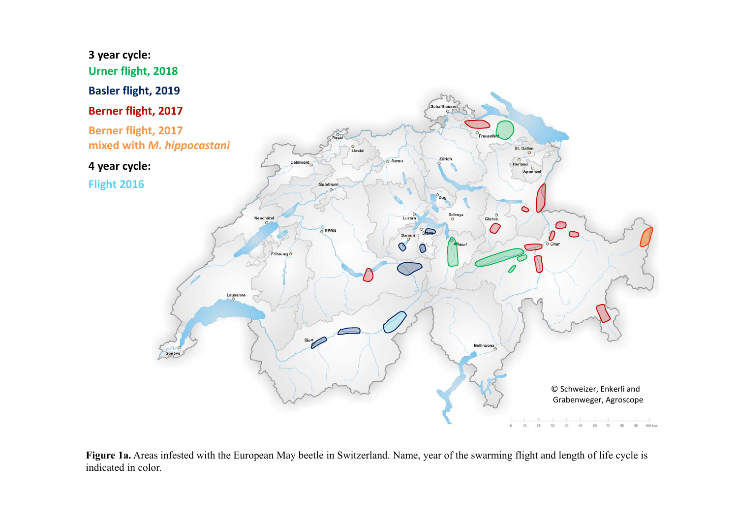3 year cycle:

Urner flight, 2018

Basler flight, 2019

Berner flight, 2017

Berner flight, 2017 mixed with *M. hippocastani*

4 year cycle:

Flight 2016

© Schweizer, Enkerli and Grabenweger, Agroscope

**Figure 1a.** Areas infested with the European May beetle in Switzerland. Name, year of the swarming flight and length of life cycle is indicated in color.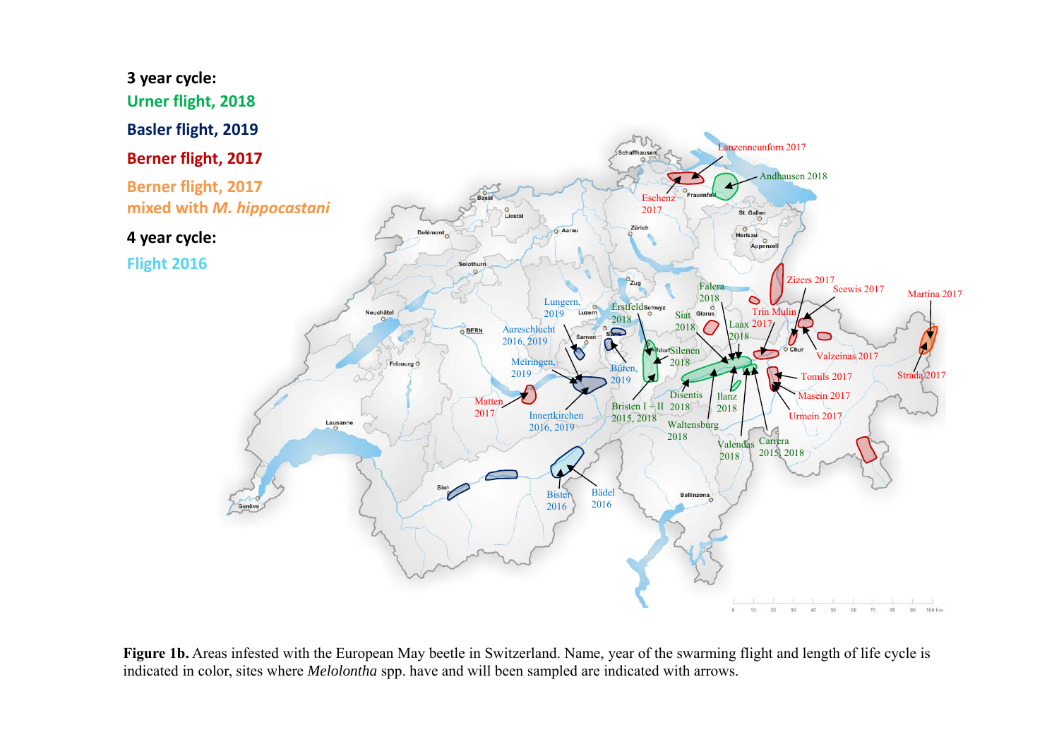**3 year cycle:**

**Urner flight, 2018**

**Basler flight, 2019**

**Berner flight, 2017**

**Berner flight, 2017 mixed with *M. hippocastani***

**4 year cycle:**

**Flight 2016**

**Figure 1b.** Areas infested with the European May beetle in Switzerland. Name, year of the swarming flight and length of life cycle is indicated in color, sites where *Melolontha* spp. have and will been sampled are indicated with arrows.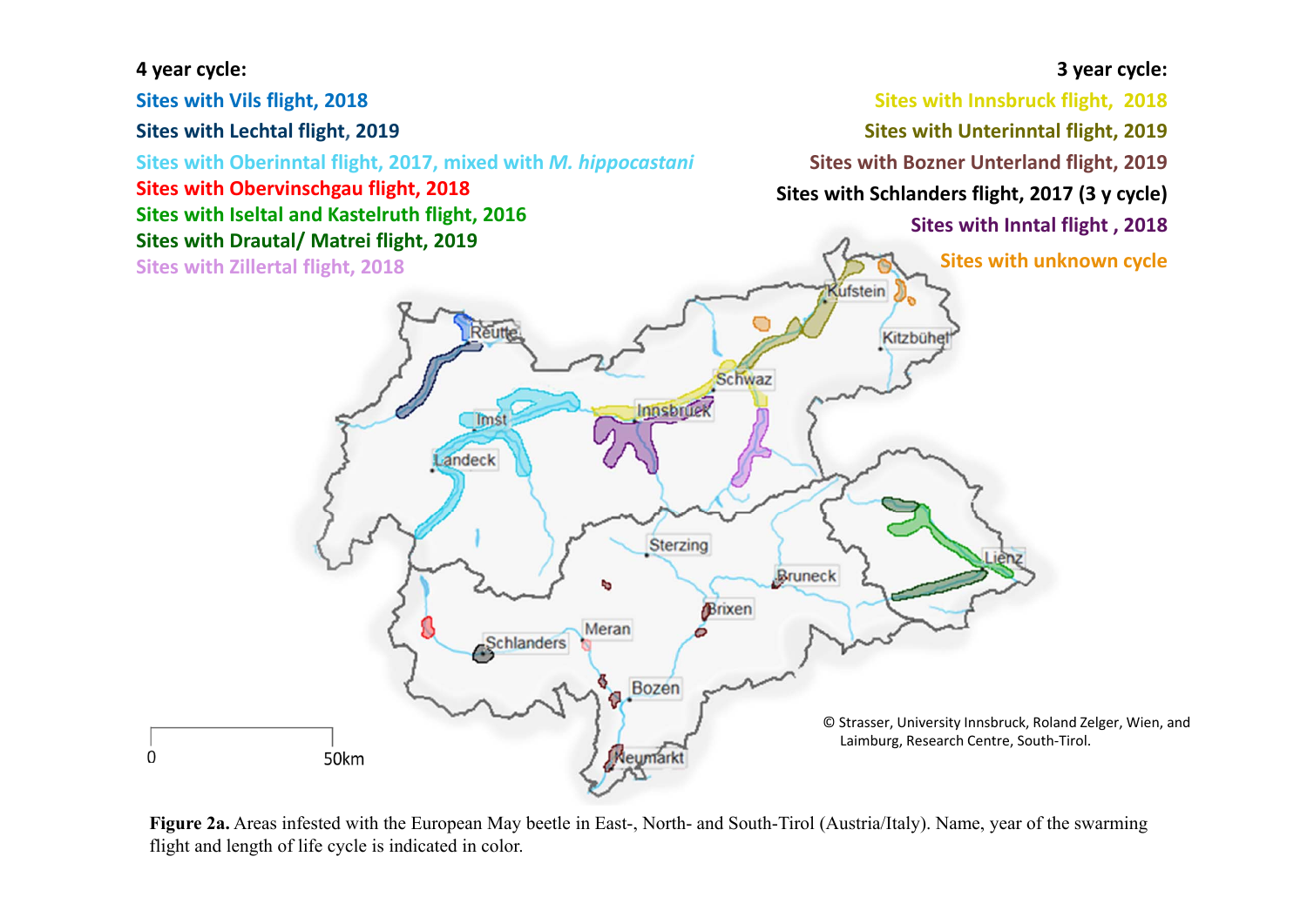**4 year cycle:**

Sites with Vils flight, 2018

Sites with Lechtal flight, 2019

Sites with Oberinntal flight, 2017, mixed with *M. hippocastani*

Sites with Obervinschgau flight, 2018

Sites with Iseltal and Kastelruth flight, 2016

Sites with Drautal/ Matrei flight, 2019

Sites with Zillertal flight, 2018

**3 year cycle:**

Sites with Innsbruck flight, 2018

Sites with Unterinntal flight, 2019

Sites with Bozner Unterland flight, 2019

Sites with Schlanders flight, 2017 (3 y cycle)

Sites with Inntal flight , 2018

Sites with unknown cycle

Kufstein, Kitzbühel, Reutte, Schwaz, Imst, Innsbruck, Landeck, Lienz, Sterzing, Bruneck, Brixen, Meran, Schlanders, Bozen, Neumarkt

0 50km

© Strasser, University Innsbruck, Roland Zelger, Wien, and Laimburg, Research Centre, South-Tirol.

**Figure 2a.** Areas infested with the European May beetle in East-, North- and South-Tirol (Austria/Italy). Name, year of the swarming flight and length of life cycle is indicated in color.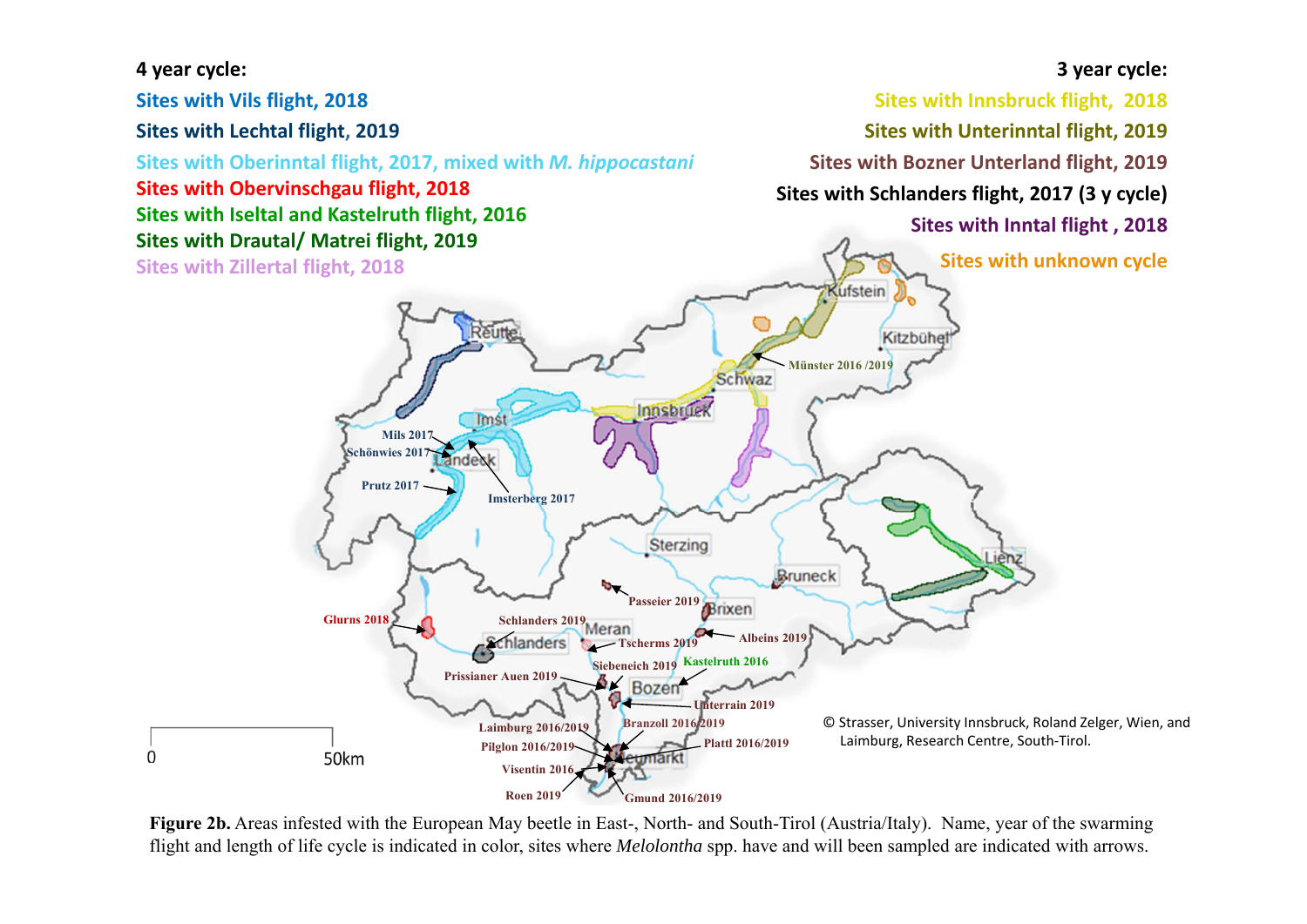**4 year cycle:**

Sites with Vils flight, 2018

Sites with Lechtal flight, 2019

Sites with Oberinntal flight, 2017, mixed with *M. hippocastani*

Sites with Obervinschgau flight, 2018

Sites with Iseltal and Kastelruth flight, 2016

Sites with Drautal/ Matrei flight, 2019

Sites with Zillertal flight, 2018

**3 year cycle:**

Sites with Innsbruck flight, 2018

Sites with Unterinntal flight, 2019

Sites with Bozner Unterland flight, 2019

Sites with Schlanders flight, 2017 (3 y cycle)

Sites with Inntal flight , 2018

Sites with unknown cycle

Kufstein, Kitzbühel, Münster 2016 /2019, Schwaz, Reutte, Innsbruck, Imst, Mils 2017, Schönwies 2017, Landeck, Prutz 2017, Imsterberg 2017, Sterzing, Bruneck, Lienz, Passeier 2019, Brixen, Glurns 2018, Schlanders 2019, Meran, Schlanders, Tscherms 2019, Albeins 2019, Siebeneich 2019, Kastelruth 2016, Prissianer Auen 2019, Bozen, Unterrain 2019, Laimburg 2016/2019, Branzoll 2016/2019, Pilglon 2016/2019, Platti 2016/2019, Neumarkt, Visentin 2016, Roen 2019, Gmund 2016/2019

0 50km

© Strasser, University Innsbruck, Roland Zelger, Wien, and Laimburg, Research Centre, South-Tirol.

**Figure 2b.** Areas infested with the European May beetle in East-, North- and South-Tirol (Austria/Italy). Name, year of the swarming flight and length of life cycle is indicated in color, sites where *Melolontha* spp. have and will been sampled are indicated with arrows.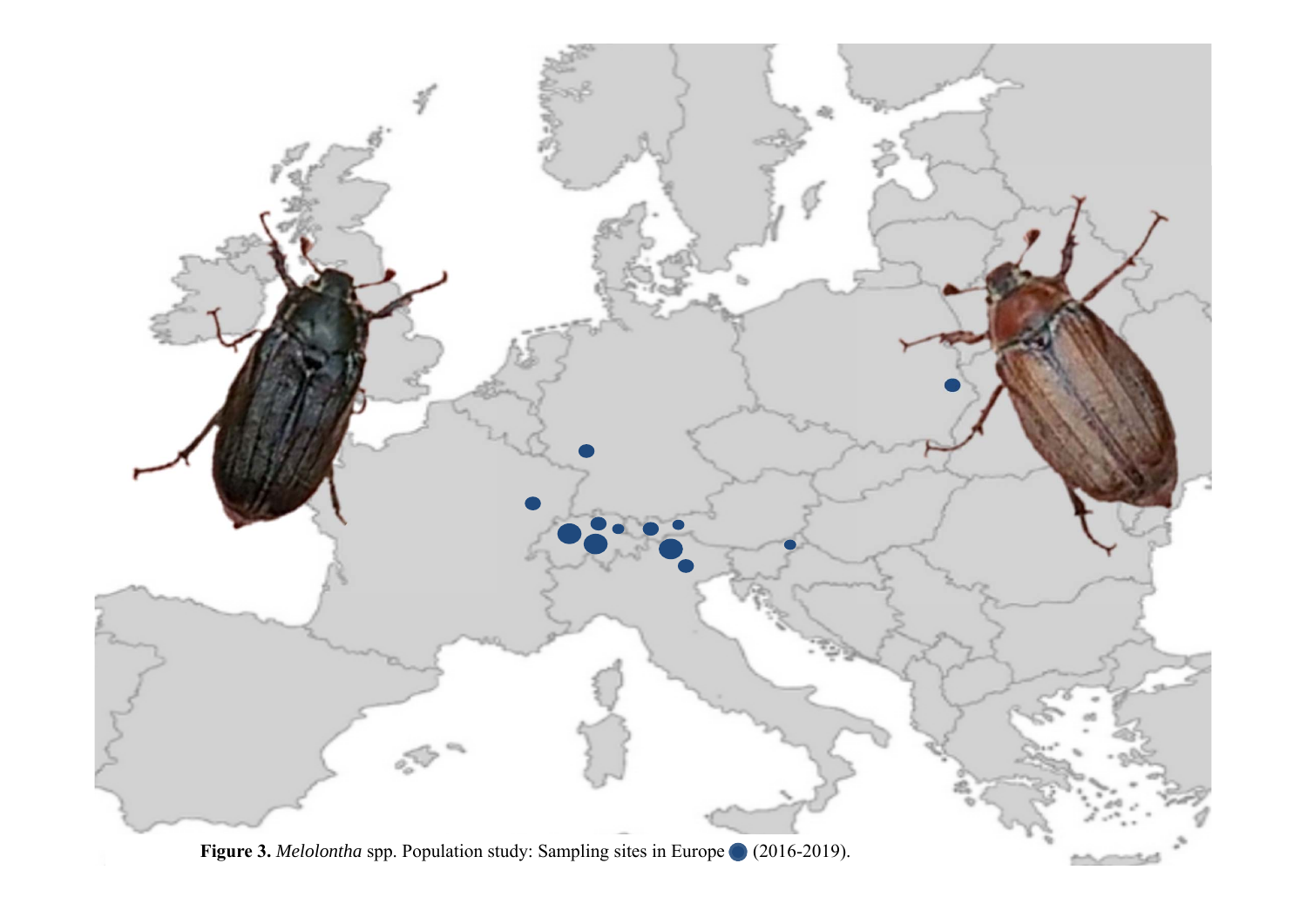**Figure 3.** *Melolontha* spp. Population study: Sampling sites in Europe ● (2016-2019).